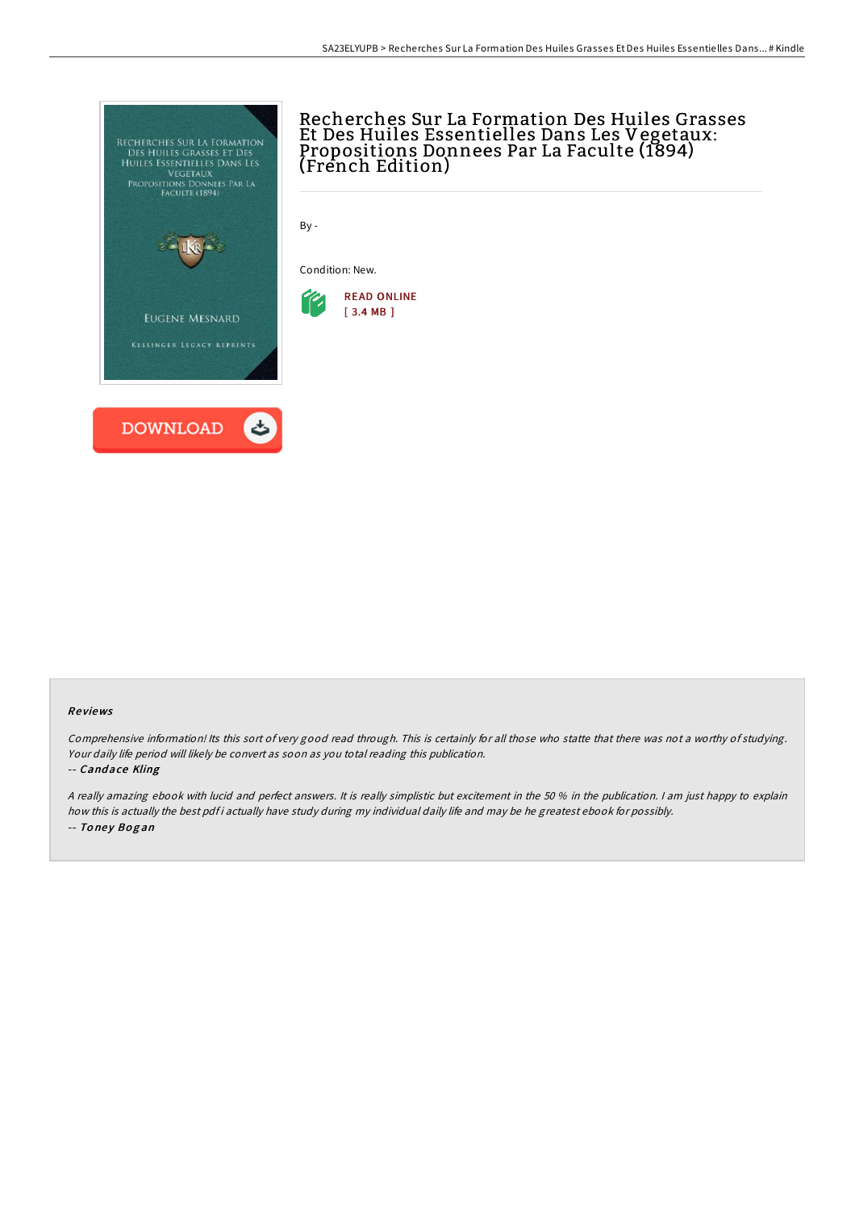# Recherches Sur La Formation Des Huiles Grasses Et Des Huiles Essentielles Dans Les Vegetaux: Propositions Donnees Par La Faculte (1894) (French Edition)

By -

Condition: New.

READ ONLINE
[ 3.4 MB ]

DOWNLOAD

### Reviews

*Comprehensive information! Its this sort of very good read through. This is certainly for all those who statte that there was not a worthy of studying. Your daily life period will likely be convert as soon as you total reading this publication.*

-- *Candace Kling*

*A really amazing ebook with lucid and perfect answers. It is really simplistic but excitement in the 50 % in the publication. I am just happy to explain how this is actually the best pdf i actually have study during my individual daily life and may be he greatest ebook for possibly.*

-- *Toney Bogan*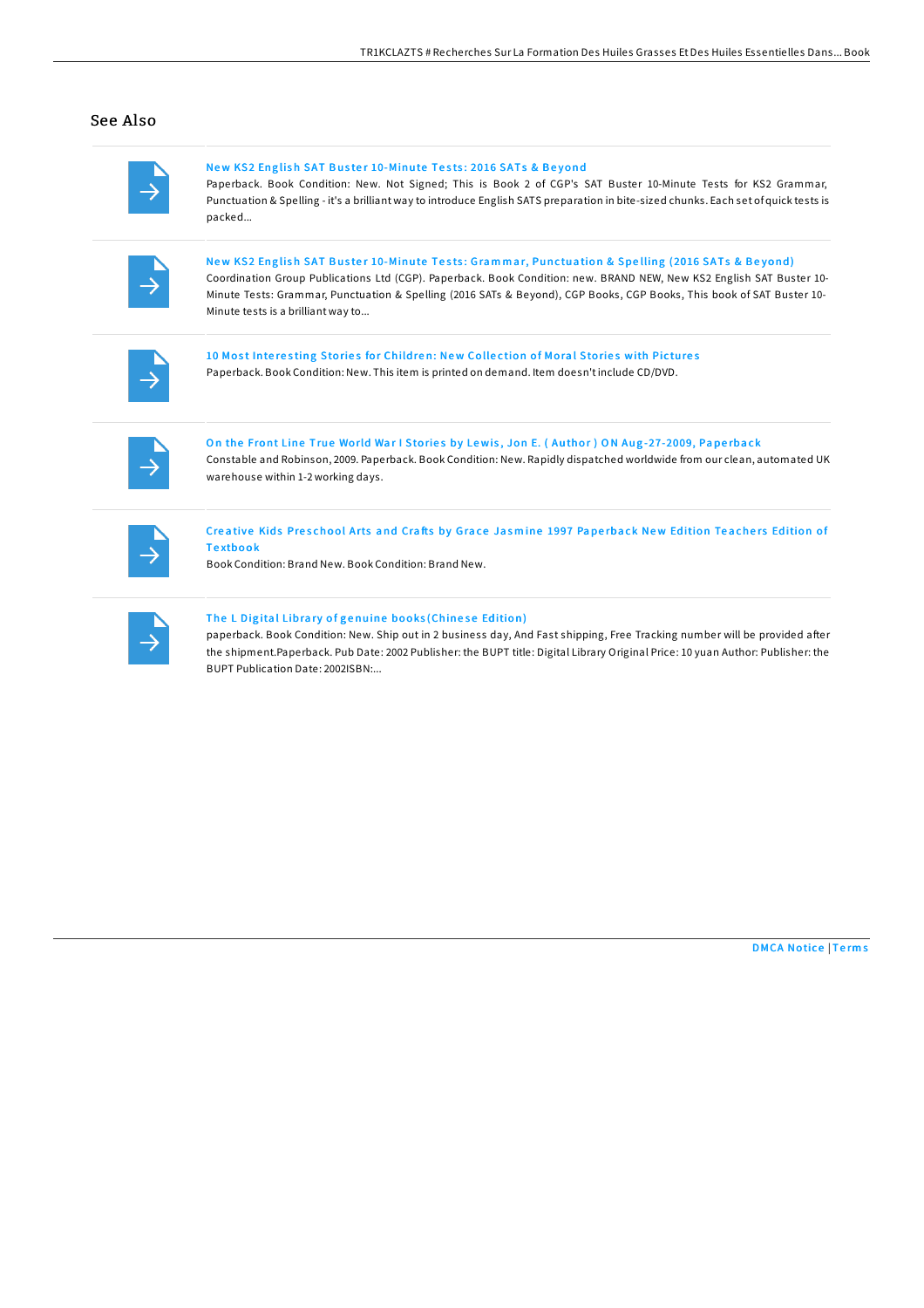## See Also

### New KS2 English SAT Buster 10-Minute Tests: 2016 SATs & Beyond

Paperback. Book Condition: New. Not Signed; This is Book 2 of CGP's SAT Buster 10-Minute Tests for KS2 Grammar, Punctuation & Spelling - it's a brilliant way to introduce English SATS preparation in bite-sized chunks. Each set of quick tests is packed...

### New KS2 English SAT Buster 10-Minute Tests: Grammar, Punctuation & Spelling (2016 SATs & Beyond)

Coordination Group Publications Ltd (CGP). Paperback. Book Condition: new. BRAND NEW, New KS2 English SAT Buster 10-Minute Tests: Grammar, Punctuation & Spelling (2016 SATs & Beyond), CGP Books, CGP Books, This book of SAT Buster 10-Minute tests is a brilliant way to...

### 10 Most Interesting Stories for Children: New Collection of Moral Stories with Pictures

Paperback. Book Condition: New. This item is printed on demand. Item doesn't include CD/DVD.

### On the Front Line True World War I Stories by Lewis, Jon E. ( Author ) ON Aug-27-2009, Paperback

Constable and Robinson, 2009. Paperback. Book Condition: New. Rapidly dispatched worldwide from our clean, automated UK warehouse within 1-2 working days.

### Creative Kids Preschool Arts and Crafts by Grace Jasmine 1997 Paperback New Edition Teachers Edition of Textbook

Book Condition: Brand New. Book Condition: Brand New.

### The L Digital Library of genuine books(Chinese Edition)

paperback. Book Condition: New. Ship out in 2 business day, And Fast shipping, Free Tracking number will be provided after the shipment.Paperback. Pub Date: 2002 Publisher: the BUPT title: Digital Library Original Price: 10 yuan Author: Publisher: the BUPT Publication Date: 2002ISBN:...

DMCA Notice | Terms